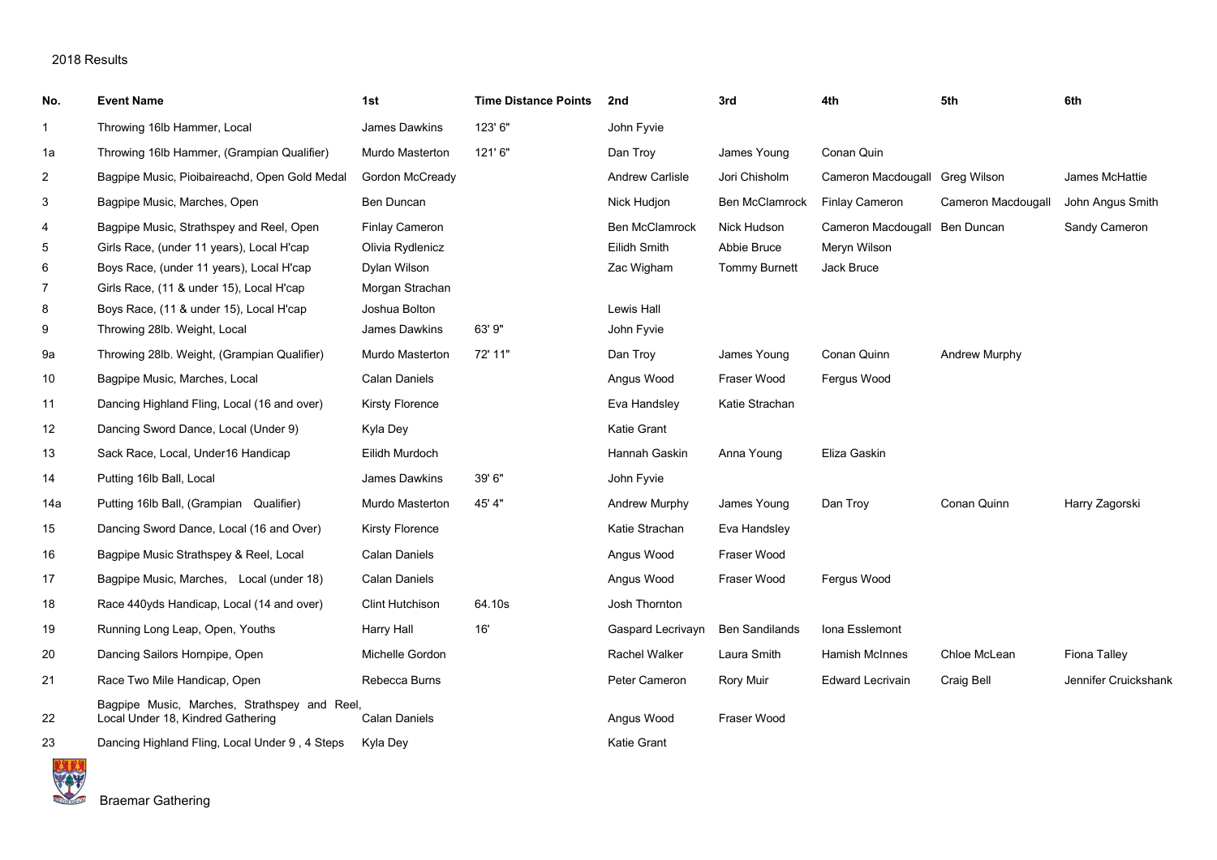2018 Results

| No. | Event Name | 1st | Time Distance Points | 2nd | 3rd | 4th | 5th | 6th |
|---|---|---|---|---|---|---|---|---|
| 1 | Throwing 16lb Hammer, Local | James Dawkins | 123' 6" | John Fyvie | | | | |
| 1a | Throwing 16lb Hammer, (Grampian Qualifier) | Murdo Masterton | 121' 6" | Dan Troy | James Young | Conan Quin | | |
| 2 | Bagpipe Music, Pioibaireachd, Open Gold Medal | Gordon McCready | | Andrew Carlisle | Jori Chisholm | Cameron Macdougall | Greg Wilson | James McHattie |
| 3 | Bagpipe Music, Marches, Open | Ben Duncan | | Nick Hudjon | Ben McClamrock | Finlay Cameron | Cameron Macdougall | John Angus Smith |
| 4 | Bagpipe Music, Strathspey and Reel, Open | Finlay Cameron | | Ben McClamrock | Nick Hudson | Cameron Macdougall | Ben Duncan | Sandy Cameron |
| 5 | Girls Race, (under 11 years), Local H'cap | Olivia Rydlenicz | | Eilidh Smith | Abbie Bruce | Meryn Wilson | | |
| 6 | Boys Race, (under 11 years), Local H'cap | Dylan Wilson | | Zac Wigham | Tommy Burnett | Jack Bruce | | |
| 7 | Girls Race, (11 & under 15), Local H'cap | Morgan Strachan | | | | | | |
| 8 | Boys Race, (11 & under 15), Local H'cap | Joshua Bolton | | Lewis Hall | | | | |
| 9 | Throwing 28lb. Weight, Local | James Dawkins | 63' 9" | John Fyvie | | | | |
| 9a | Throwing 28lb. Weight, (Grampian Qualifier) | Murdo Masterton | 72' 11" | Dan Troy | James Young | Conan Quinn | Andrew Murphy | |
| 10 | Bagpipe Music, Marches, Local | Calan Daniels | | Angus Wood | Fraser Wood | Fergus Wood | | |
| 11 | Dancing Highland Fling, Local (16 and over) | Kirsty Florence | | Eva Handsley | Katie Strachan | | | |
| 12 | Dancing Sword Dance, Local (Under 9) | Kyla Dey | | Katie Grant | | | | |
| 13 | Sack Race, Local, Under16 Handicap | Eilidh Murdoch | | Hannah Gaskin | Anna Young | Eliza Gaskin | | |
| 14 | Putting 16lb Ball, Local | James Dawkins | 39' 6" | John Fyvie | | | | |
| 14a | Putting 16lb Ball, (Grampian Qualifier) | Murdo Masterton | 45' 4" | Andrew Murphy | James Young | Dan Troy | Conan Quinn | Harry Zagorski |
| 15 | Dancing Sword Dance, Local (16 and Over) | Kirsty Florence | | Katie Strachan | Eva Handsley | | | |
| 16 | Bagpipe Music Strathspey & Reel, Local | Calan Daniels | | Angus Wood | Fraser Wood | | | |
| 17 | Bagpipe Music, Marches, Local (under 18) | Calan Daniels | | Angus Wood | Fraser Wood | Fergus Wood | | |
| 18 | Race 440yds Handicap, Local (14 and over) | Clint Hutchison | 64.10s | Josh Thornton | | | | |
| 19 | Running Long Leap, Open, Youths | Harry Hall | 16' | Gaspard Lecrivayn | Ben Sandilands | Iona Esslemont | | |
| 20 | Dancing Sailors Hornpipe, Open | Michelle Gordon | | Rachel Walker | Laura Smith | Hamish McInnes | Chloe McLean | Fiona Talley |
| 21 | Race Two Mile Handicap, Open | Rebecca Burns | | Peter Cameron | Rory Muir | Edward Lecrivain | Craig Bell | Jennifer Cruickshank |
| 22 | Bagpipe Music, Marches, Strathspey and Reel, Local Under 18, Kindred Gathering | Calan Daniels | | Angus Wood | Fraser Wood | | | |
| 23 | Dancing Highland Fling, Local Under 9 , 4 Steps | Kyla Dey | | Katie Grant | | | | |

Braemar Gathering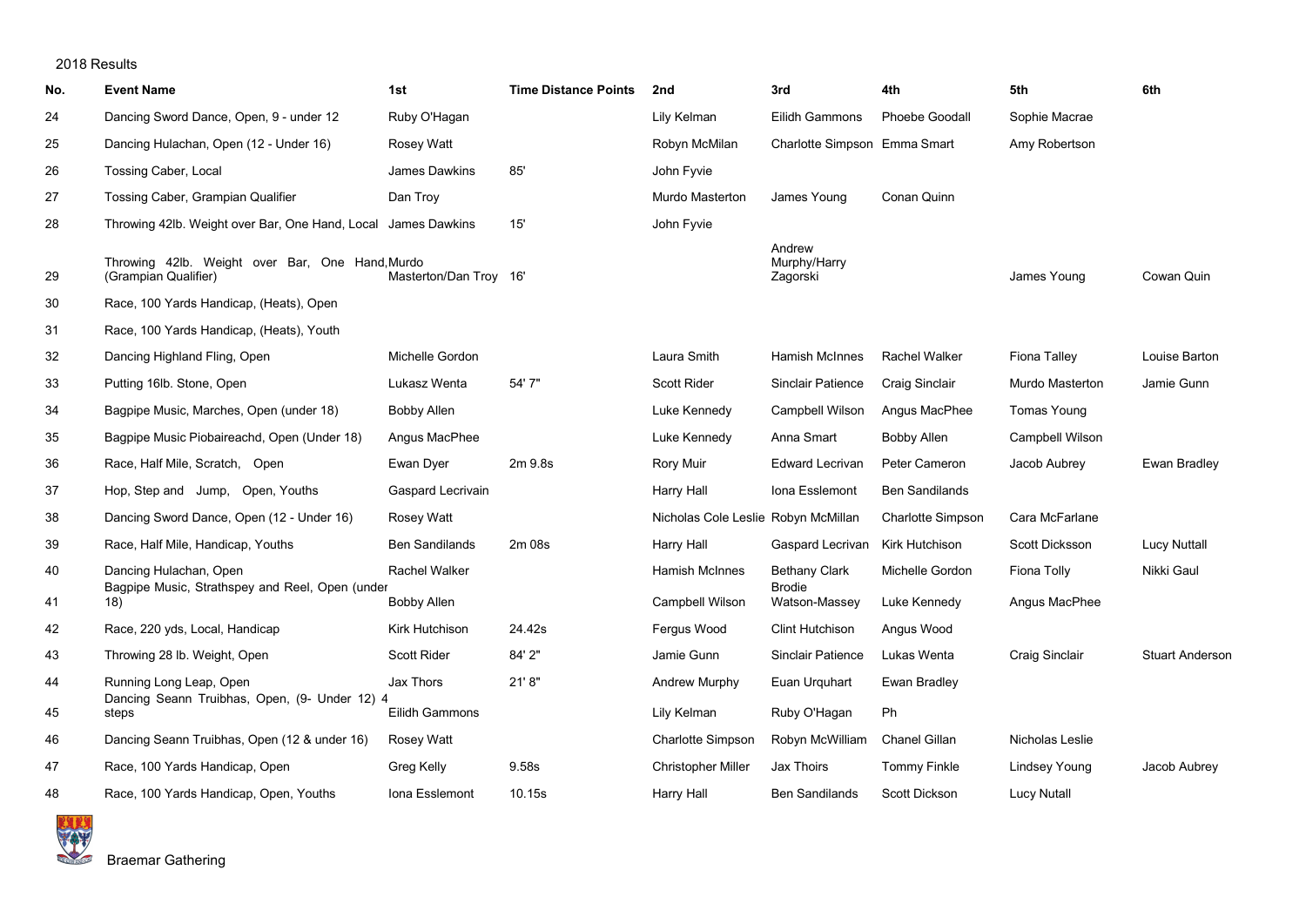2018 Results

| No. | Event Name | 1st | Time Distance Points | 2nd | 3rd | 4th | 5th | 6th |
|---|---|---|---|---|---|---|---|---|
| 24 | Dancing Sword Dance, Open, 9 - under 12 | Ruby O'Hagan | | Lily Kelman | Eilidh Gammons | Phoebe Goodall | Sophie Macrae | |
| 25 | Dancing Hulachan, Open (12 - Under 16) | Rosey Watt | | Robyn McMilan | Charlotte Simpson | Emma Smart | Amy Robertson | |
| 26 | Tossing Caber, Local | James Dawkins | 85' | John Fyvie | | | | |
| 27 | Tossing Caber, Grampian Qualifier | Dan Troy | | Murdo Masterton | James Young | Conan Quinn | | |
| 28 | Throwing 42lb. Weight over Bar, One Hand, Local | James Dawkins | 15' | John Fyvie | | | | |
| 29 | Throwing 42lb. Weight over Bar, One Hand, (Grampian Qualifier) | Murdo Masterton/Dan Troy | 16' | | Andrew Murphy/Harry Zagorski | | James Young | Cowan Quin |
| 30 | Race, 100 Yards Handicap, (Heats), Open | | | | | | | |
| 31 | Race, 100 Yards Handicap, (Heats), Youth | | | | | | | |
| 32 | Dancing Highland Fling, Open | Michelle Gordon | | Laura Smith | Hamish McInnes | Rachel Walker | Fiona Talley | Louise Barton |
| 33 | Putting 16lb. Stone, Open | Lukasz Wenta | 54' 7" | Scott Rider | Sinclair Patience | Craig Sinclair | Murdo Masterton | Jamie Gunn |
| 34 | Bagpipe Music, Marches, Open (under 18) | Bobby Allen | | Luke Kennedy | Campbell Wilson | Angus MacPhee | Tomas Young | |
| 35 | Bagpipe Music Piobaireachd, Open (Under 18) | Angus MacPhee | | Luke Kennedy | Anna Smart | Bobby Allen | Campbell Wilson | |
| 36 | Race, Half Mile, Scratch, Open | Ewan Dyer | 2m 9.8s | Rory Muir | Edward Lecrivan | Peter Cameron | Jacob Aubrey | Ewan Bradley |
| 37 | Hop, Step and Jump, Open, Youths | Gaspard Lecrivain | | Harry Hall | Iona Esslemont | Ben Sandilands | | |
| 38 | Dancing Sword Dance, Open (12 - Under 16) | Rosey Watt | | Nicholas Cole Leslie | Robyn McMillan | Charlotte Simpson | Cara McFarlane | |
| 39 | Race, Half Mile, Handicap, Youths | Ben Sandilands | 2m 08s | Harry Hall | Gaspard Lecrivan | Kirk Hutchison | Scott Dicksson | Lucy Nuttall |
| 40 | Dancing Hulachan, Open | Rachel Walker | | Hamish McInnes | Bethany Clark | Michelle Gordon | Fiona Tolly | Nikki Gaul |
| 41 | Bagpipe Music, Strathspey and Reel, Open (under 18) | Bobby Allen | | Campbell Wilson | Brodie Watson-Massey | Luke Kennedy | Angus MacPhee | |
| 42 | Race, 220 yds, Local, Handicap | Kirk Hutchison | 24.42s | Fergus Wood | Clint Hutchison | Angus Wood | | |
| 43 | Throwing 28 lb. Weight, Open | Scott Rider | 84' 2" | Jamie Gunn | Sinclair Patience | Lukas Wenta | Craig Sinclair | Stuart Anderson |
| 44 | Running Long Leap, Open | Jax Thors | 21' 8" | Andrew Murphy | Euan Urquhart | Ewan Bradley | | |
| 45 | Dancing Seann Truibhas, Open, (9- Under 12) 4 steps | Eilidh Gammons | | Lily Kelman | Ruby O'Hagan | Ph | | |
| 46 | Dancing Seann Truibhas, Open (12 & under 16) | Rosey Watt | | Charlotte Simpson | Robyn McWilliam | Chanel Gillan | Nicholas Leslie | |
| 47 | Race, 100 Yards Handicap, Open | Greg Kelly | 9.58s | Christopher Miller | Jax Thoirs | Tommy Finkle | Lindsey Young | Jacob Aubrey |
| 48 | Race, 100 Yards Handicap, Open, Youths | Iona Esslemont | 10.15s | Harry Hall | Ben Sandilands | Scott Dickson | Lucy Nutall | |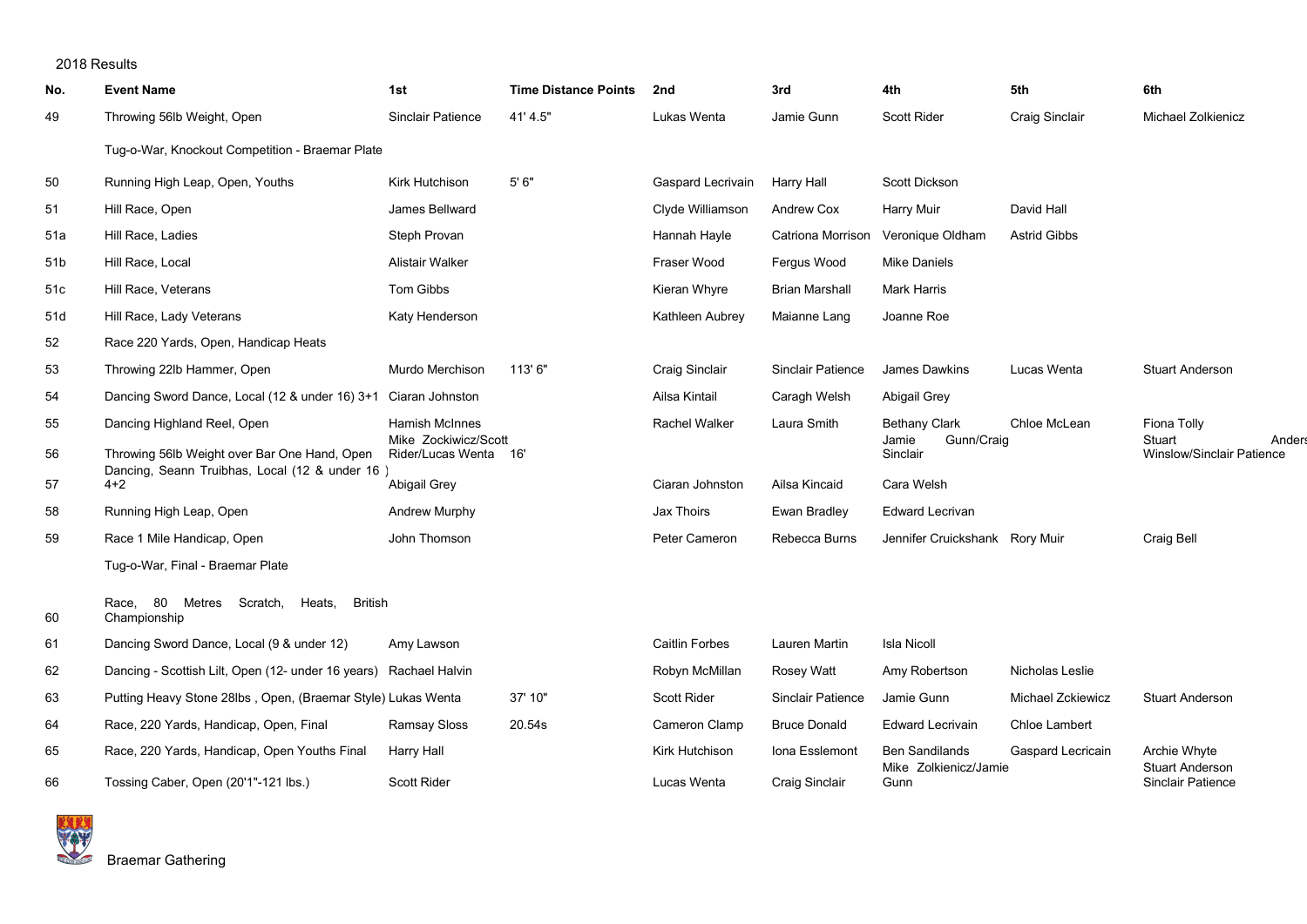2018 Results

| No. | Event Name | 1st | Time Distance Points | 2nd | 3rd | 4th | 5th | 6th |
|---|---|---|---|---|---|---|---|---|
| 49 | Throwing 56lb Weight, Open | Sinclair Patience | 41' 4.5" | Lukas Wenta | Jamie Gunn | Scott Rider | Craig Sinclair | Michael Zolkienicz |
| | Tug-o-War, Knockout Competition - Braemar Plate | | | | | | | |
| 50 | Running High Leap, Open, Youths | Kirk Hutchison | 5' 6" | Gaspard Lecrivain | Harry Hall | Scott Dickson | | |
| 51 | Hill Race, Open | James Bellward | | Clyde Williamson | Andrew Cox | Harry Muir | David Hall | |
| 51a | Hill Race, Ladies | Steph Provan | | Hannah Hayle | Catriona Morrison | Veronique Oldham | Astrid Gibbs | |
| 51b | Hill Race, Local | Alistair Walker | | Fraser Wood | Fergus Wood | Mike Daniels | | |
| 51c | Hill Race, Veterans | Tom Gibbs | | Kieran Whyre | Brian Marshall | Mark Harris | | |
| 51d | Hill Race, Lady Veterans | Katy Henderson | | Kathleen Aubrey | Maianne Lang | Joanne Roe | | |
| 52 | Race 220 Yards, Open, Handicap Heats | | | | | | | |
| 53 | Throwing 22lb Hammer, Open | Murdo Merchison | 113' 6" | Craig Sinclair | Sinclair Patience | James Dawkins | Lucas Wenta | Stuart Anderson |
| 54 | Dancing Sword Dance, Local (12 & under 16) 3+1 | Ciaran Johnston | | Ailsa Kintail | Caragh Welsh | Abigail Grey | | |
| 55 | Dancing Highland Reel, Open | Hamish McInnes | | Rachel Walker | Laura Smith | Bethany Clark | Chloe McLean | Fiona Tolly |
| 56 | Throwing 56lb Weight over Bar One Hand, Open | Mike Zockiwicz/Scott Rider/Lucas Wenta | 16' | | | Jamie Gunn/Craig Sinclair | | Stuart Anders Winslow/Sinclair Patience |
| 57 | Dancing, Seann Truibhas, Local (12 & under 16 ) 4+2 | Abigail Grey | | Ciaran Johnston | Ailsa Kincaid | Cara Welsh | | |
| 58 | Running High Leap, Open | Andrew Murphy | | Jax Thoirs | Ewan Bradley | Edward Lecrivan | | |
| 59 | Race 1 Mile Handicap, Open | John Thomson | | Peter Cameron | Rebecca Burns | Jennifer Cruickshank | Rory Muir | Craig Bell |
| | Tug-o-War, Final - Braemar Plate | | | | | | | |
| 60 | Race, 80 Metres Scratch, Heats, British Championship | | | | | | | |
| 61 | Dancing Sword Dance, Local (9 & under 12) | Amy Lawson | | Caitlin Forbes | Lauren Martin | Isla Nicoll | | |
| 62 | Dancing - Scottish Lilt, Open (12- under 16 years) | Rachael Halvin | | Robyn McMillan | Rosey Watt | Amy Robertson | Nicholas Leslie | |
| 63 | Putting Heavy Stone 28lbs , Open, (Braemar Style) | Lukas Wenta | 37' 10" | Scott Rider | Sinclair Patience | Jamie Gunn | Michael Zckiewicz | Stuart Anderson |
| 64 | Race, 220 Yards, Handicap, Open, Final | Ramsay Sloss | 20.54s | Cameron Clamp | Bruce Donald | Edward Lecrivain | Chloe Lambert | |
| 65 | Race, 220 Yards, Handicap, Open Youths Final | Harry Hall | | Kirk Hutchison | Iona Esslemont | Ben Sandilands | Gaspard Lecricain | Archie Whyte |
| 66 | Tossing Caber, Open (20'1"-121 lbs.) | Scott Rider | | Lucas Wenta | Craig Sinclair | Mike Zolkienicz/Jamie Gunn | | Stuart Anderson Sinclair Patience |

Braemar Gathering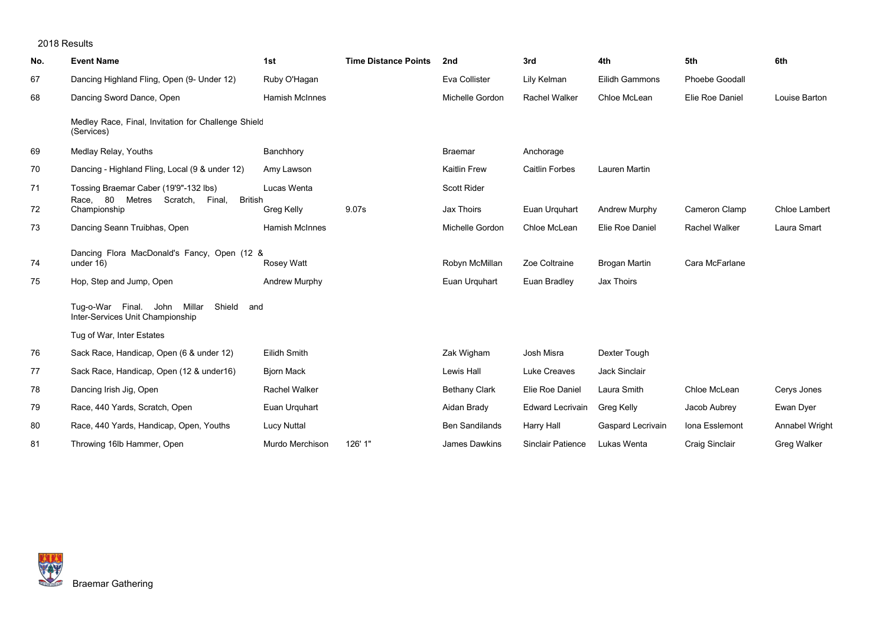2018 Results

| No. | Event Name | 1st | Time Distance Points | 2nd | 3rd | 4th | 5th | 6th |
|---|---|---|---|---|---|---|---|---|
| 67 | Dancing Highland Fling, Open (9- Under 12) | Ruby O'Hagan | | Eva Collister | Lily Kelman | Eilidh Gammons | Phoebe Goodall | |
| 68 | Dancing Sword Dance, Open | Hamish McInnes | | Michelle Gordon | Rachel Walker | Chloe McLean | Elie Roe Daniel | Louise Barton |
| | Medley Race, Final, Invitation for Challenge Shield (Services) | | | | | | | |
| 69 | Medlay Relay, Youths | Banchhory | | Braemar | Anchorage | | | |
| 70 | Dancing - Highland Fling, Local (9 & under 12) | Amy Lawson | | Kaitlin Frew | Caitlin Forbes | Lauren Martin | | |
| 71 | Tossing Braemar Caber (19'9"-132 lbs) | Lucas Wenta | | Scott Rider | | | | |
| 72 | Race, 80 Metres Scratch, Final, British Championship | Greg Kelly | 9.07s | Jax Thoirs | Euan Urquhart | Andrew Murphy | Cameron Clamp | Chloe Lambert |
| 73 | Dancing Seann Truibhas, Open | Hamish McInnes | | Michelle Gordon | Chloe McLean | Elie Roe Daniel | Rachel Walker | Laura Smart |
| 74 | Dancing Flora MacDonald's Fancy, Open (12 & under 16) | Rosey Watt | | Robyn McMillan | Zoe Coltraine | Brogan Martin | Cara McFarlane | |
| 75 | Hop, Step and Jump, Open | Andrew Murphy | | Euan Urquhart | Euan Bradley | Jax Thoirs | | |
| | Tug-o-War Final. John Millar Shield and Inter-Services Unit Championship | | | | | | | |
| | Tug of War, Inter Estates | | | | | | | |
| 76 | Sack Race, Handicap, Open (6 & under 12) | Eilidh Smith | | Zak Wigham | Josh Misra | Dexter Tough | | |
| 77 | Sack Race, Handicap, Open (12 & under16) | Bjorn Mack | | Lewis Hall | Luke Creaves | Jack Sinclair | | |
| 78 | Dancing Irish Jig, Open | Rachel Walker | | Bethany Clark | Elie Roe Daniel | Laura Smith | Chloe McLean | Cerys Jones |
| 79 | Race, 440 Yards, Scratch, Open | Euan Urquhart | | Aidan Brady | Edward Lecrivain | Greg Kelly | Jacob Aubrey | Ewan Dyer |
| 80 | Race, 440 Yards, Handicap, Open, Youths | Lucy Nuttal | | Ben Sandilands | Harry Hall | Gaspard Lecrivain | Iona Esslemont | Annabel Wright |
| 81 | Throwing 16lb Hammer, Open | Murdo Merchison | 126' 1" | James Dawkins | Sinclair Patience | Lukas Wenta | Craig Sinclair | Greg Walker |